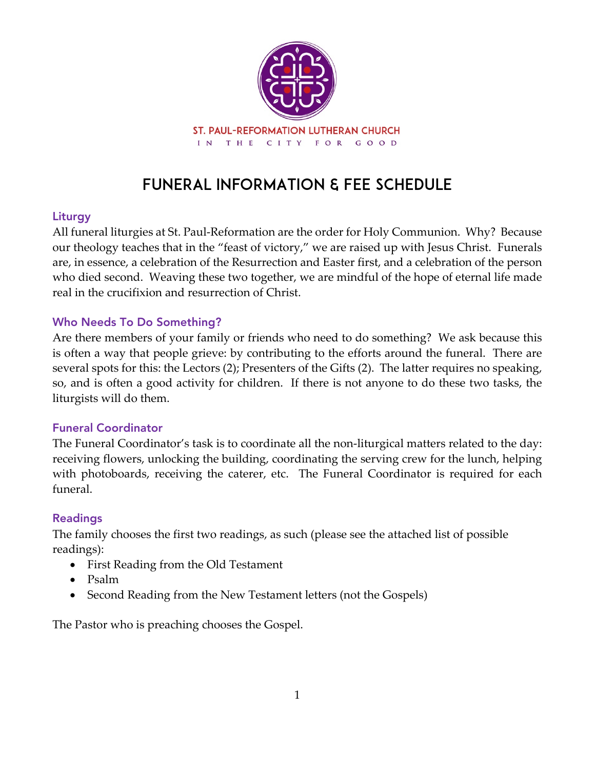ST. PAUL-REFORMATION LUTHERAN CHURCH

IN THE CITY FOR GOOD

# FUNERAL INFORMATION & FEE SCHEDULE

## Liturgy

All funeral liturgies at St. Paul-Reformation are the order for Holy Communion. Why? Because our theology teaches that in the "feast of victory," we are raised up with Jesus Christ. Funerals are, in essence, a celebration of the Resurrection and Easter first, and a celebration of the person who died second. Weaving these two together, we are mindful of the hope of eternal life made real in the crucifixion and resurrection of Christ.

## Who Needs To Do Something?

Are there members of your family or friends who need to do something? We ask because this is often a way that people grieve: by contributing to the efforts around the funeral. There are several spots for this: the Lectors (2); Presenters of the Gifts (2). The latter requires no speaking, so, and is often a good activity for children. If there is not anyone to do these two tasks, the liturgists will do them.

## Funeral Coordinator

The Funeral Coordinator's task is to coordinate all the non-liturgical matters related to the day: receiving flowers, unlocking the building, coordinating the serving crew for the lunch, helping with photoboards, receiving the caterer, etc. The Funeral Coordinator is required for each funeral.

## Readings

The family chooses the first two readings, as such (please see the attached list of possible readings):

- First Reading from the Old Testament
- Psalm
- Second Reading from the New Testament letters (not the Gospels)

The Pastor who is preaching chooses the Gospel.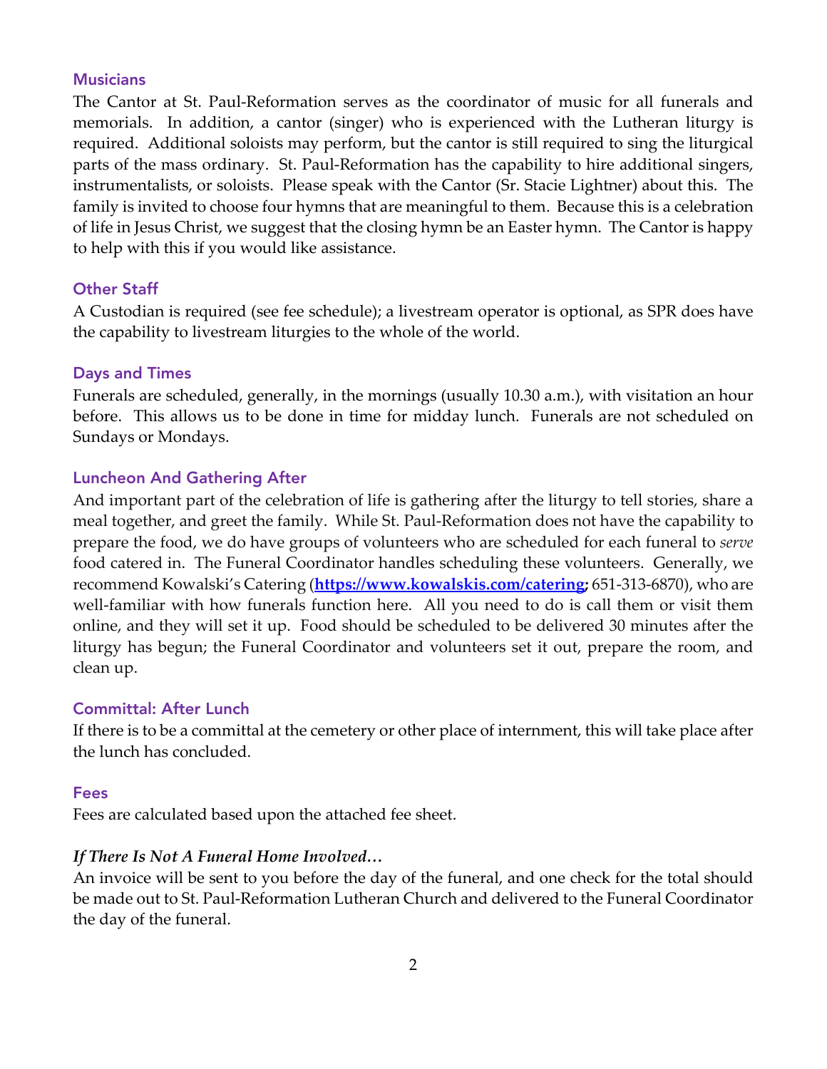### Musicians

The Cantor at St. Paul-Reformation serves as the coordinator of music for all funerals and memorials. In addition, a cantor (singer) who is experienced with the Lutheran liturgy is required. Additional soloists may perform, but the cantor is still required to sing the liturgical parts of the mass ordinary. St. Paul-Reformation has the capability to hire additional singers, instrumentalists, or soloists. Please speak with the Cantor (Sr. Stacie Lightner) about this. The family is invited to choose four hymns that are meaningful to them. Because this is a celebration of life in Jesus Christ, we suggest that the closing hymn be an Easter hymn. The Cantor is happy to help with this if you would like assistance.

### Other Staff

A Custodian is required (see fee schedule); a livestream operator is optional, as SPR does have the capability to livestream liturgies to the whole of the world.

### Days and Times

Funerals are scheduled, generally, in the mornings (usually 10.30 a.m.), with visitation an hour before. This allows us to be done in time for midday lunch. Funerals are not scheduled on Sundays or Mondays.

### Luncheon And Gathering After

And important part of the celebration of life is gathering after the liturgy to tell stories, share a meal together, and greet the family. While St. Paul-Reformation does not have the capability to prepare the food, we do have groups of volunteers who are scheduled for each funeral to *serve* food catered in. The Funeral Coordinator handles scheduling these volunteers. Generally, we recommend Kowalski's Catering (**https://www.kowalskis.com/catering;** 651-313-6870), who are well-familiar with how funerals function here. All you need to do is call them or visit them online, and they will set it up. Food should be scheduled to be delivered 30 minutes after the liturgy has begun; the Funeral Coordinator and volunteers set it out, prepare the room, and clean up.

### Committal: After Lunch

If there is to be a committal at the cemetery or other place of internment, this will take place after the lunch has concluded.

### Fees

Fees are calculated based upon the attached fee sheet.

#### *If There Is Not A Funeral Home Involved…*

An invoice will be sent to you before the day of the funeral, and one check for the total should be made out to St. Paul-Reformation Lutheran Church and delivered to the Funeral Coordinator the day of the funeral.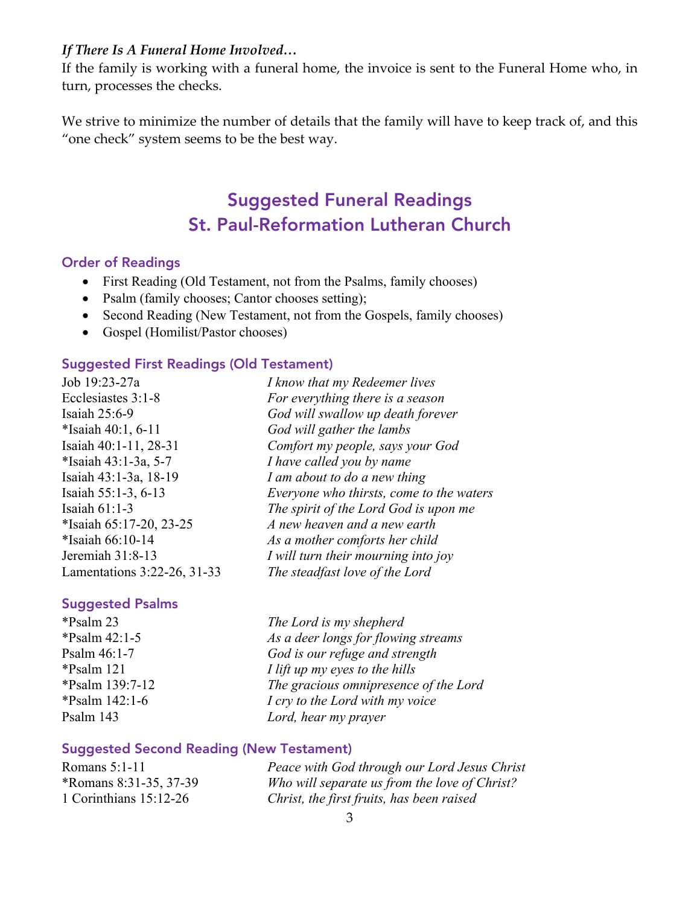***If There Is A Funeral Home Involved…***

If the family is working with a funeral home, the invoice is sent to the Funeral Home who, in turn, processes the checks.

We strive to minimize the number of details that the family will have to keep track of, and this "one check" system seems to be the best way.

# Suggested Funeral Readings
# St. Paul-Reformation Lutheran Church

### Order of Readings

- First Reading (Old Testament, not from the Psalms, family chooses)
- Psalm (family chooses; Cantor chooses setting);
- Second Reading (New Testament, not from the Gospels, family chooses)
- Gospel (Homilist/Pastor chooses)

### Suggested First Readings (Old Testament)

| | |
|---|---|
| Job 19:23-27a | *I know that my Redeemer lives* |
| Ecclesiastes 3:1-8 | *For everything there is a season* |
| Isaiah 25:6-9 | *God will swallow up death forever* |
| *Isaiah 40:1, 6-11 | *God will gather the lambs* |
| Isaiah 40:1-11, 28-31 | *Comfort my people, says your God* |
| *Isaiah 43:1-3a, 5-7 | *I have called you by name* |
| Isaiah 43:1-3a, 18-19 | *I am about to do a new thing* |
| Isaiah 55:1-3, 6-13 | *Everyone who thirsts, come to the waters* |
| Isaiah 61:1-3 | *The spirit of the Lord God is upon me* |
| *Isaiah 65:17-20, 23-25 | *A new heaven and a new earth* |
| *Isaiah 66:10-14 | *As a mother comforts her child* |
| Jeremiah 31:8-13 | *I will turn their mourning into joy* |
| Lamentations 3:22-26, 31-33 | *The steadfast love of the Lord* |

### Suggested Psalms

| | |
|---|---|
| *Psalm 23 | *The Lord is my shepherd* |
| *Psalm 42:1-5 | *As a deer longs for flowing streams* |
| Psalm 46:1-7 | *God is our refuge and strength* |
| *Psalm 121 | *I lift up my eyes to the hills* |
| *Psalm 139:7-12 | *The gracious omnipresence of the Lord* |
| *Psalm 142:1-6 | *I cry to the Lord with my voice* |
| Psalm 143 | *Lord, hear my prayer* |

### Suggested Second Reading (New Testament)

| | |
|---|---|
| Romans 5:1-11 | *Peace with God through our Lord Jesus Christ* |
| *Romans 8:31-35, 37-39 | *Who will separate us from the love of Christ?* |
| 1 Corinthians 15:12-26 | *Christ, the first fruits, has been raised* |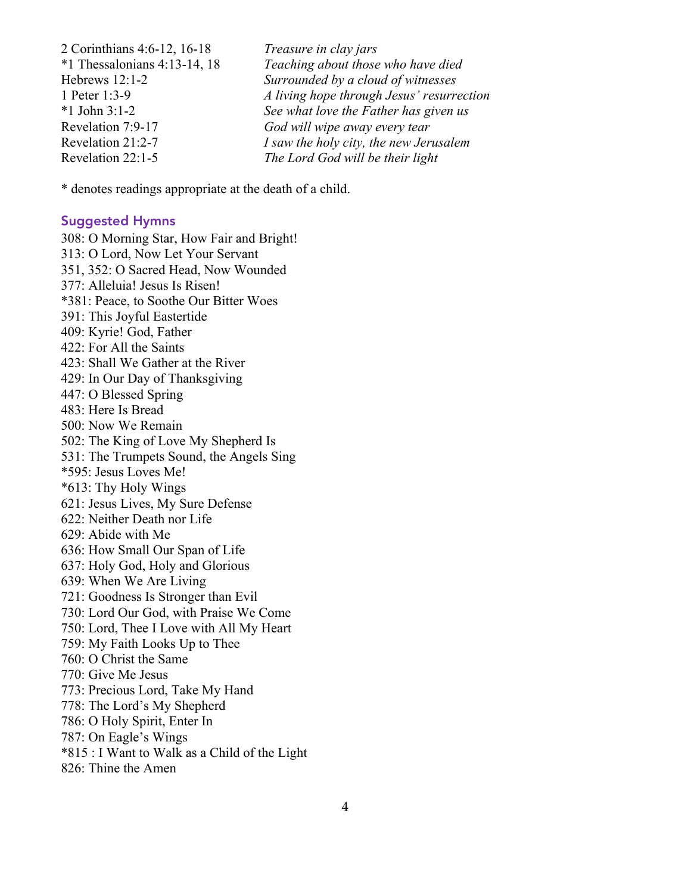| | |
|---|---|
| 2 Corinthians 4:6-12, 16-18 | *Treasure in clay jars* |
| *1 Thessalonians 4:13-14, 18 | *Teaching about those who have died* |
| Hebrews 12:1-2 | *Surrounded by a cloud of witnesses* |
| 1 Peter 1:3-9 | *A living hope through Jesus' resurrection* |
| *1 John 3:1-2 | *See what love the Father has given us* |
| Revelation 7:9-17 | *God will wipe away every tear* |
| Revelation 21:2-7 | *I saw the holy city, the new Jerusalem* |
| Revelation 22:1-5 | *The Lord God will be their light* |

* denotes readings appropriate at the death of a child.

## Suggested Hymns

308: O Morning Star, How Fair and Bright!
313: O Lord, Now Let Your Servant
351, 352: O Sacred Head, Now Wounded
377: Alleluia! Jesus Is Risen!
*381: Peace, to Soothe Our Bitter Woes
391: This Joyful Eastertide
409: Kyrie! God, Father
422: For All the Saints
423: Shall We Gather at the River
429: In Our Day of Thanksgiving
447: O Blessed Spring
483: Here Is Bread
500: Now We Remain
502: The King of Love My Shepherd Is
531: The Trumpets Sound, the Angels Sing
*595: Jesus Loves Me!
*613: Thy Holy Wings
621: Jesus Lives, My Sure Defense
622: Neither Death nor Life
629: Abide with Me
636: How Small Our Span of Life
637: Holy God, Holy and Glorious
639: When We Are Living
721: Goodness Is Stronger than Evil
730: Lord Our God, with Praise We Come
750: Lord, Thee I Love with All My Heart
759: My Faith Looks Up to Thee
760: O Christ the Same
770: Give Me Jesus
773: Precious Lord, Take My Hand
778: The Lord's My Shepherd
786: O Holy Spirit, Enter In
787: On Eagle's Wings
*815 : I Want to Walk as a Child of the Light
826: Thine the Amen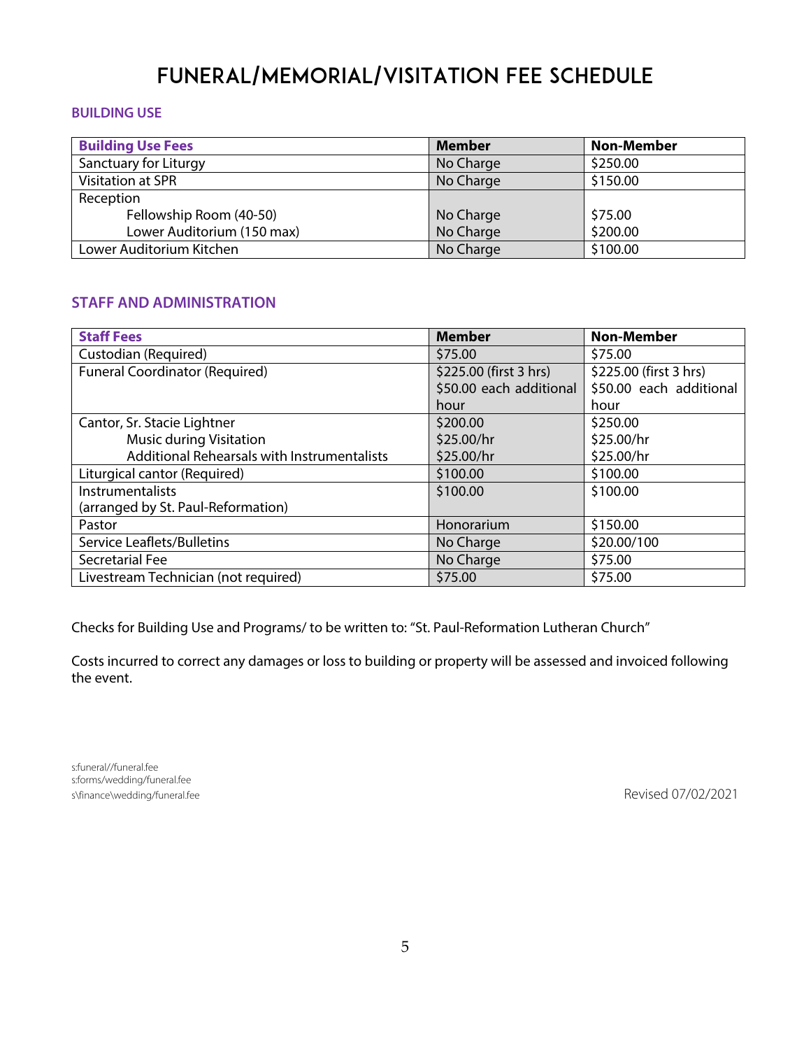# FUNERAL/MEMORIAL/VISITATION FEE SCHEDULE

## BUILDING USE

| Building Use Fees | Member | Non-Member |
|---|---|---|
| Sanctuary for Liturgy | No Charge | $250.00 |
| Visitation at SPR | No Charge | $150.00 |
| Reception | | |
| Fellowship Room (40-50) | No Charge | $75.00 |
| Lower Auditorium (150 max) | No Charge | $200.00 |
| Lower Auditorium Kitchen | No Charge | $100.00 |

## STAFF AND ADMINISTRATION

| Staff Fees | Member | Non-Member |
|---|---|---|
| Custodian (Required) | $75.00 | $75.00 |
| Funeral Coordinator (Required) | $225.00 (first 3 hrs) $50.00 each additional hour | $225.00 (first 3 hrs) $50.00 each additional hour |
| Cantor, Sr. Stacie Lightner | $200.00 | $250.00 |
| Music during Visitation | $25.00/hr | $25.00/hr |
| Additional Rehearsals with Instrumentalists | $25.00/hr | $25.00/hr |
| Liturgical cantor (Required) | $100.00 | $100.00 |
| Instrumentalists (arranged by St. Paul-Reformation) | $100.00 | $100.00 |
| Pastor | Honorarium | $150.00 |
| Service Leaflets/Bulletins | No Charge | $20.00/100 |
| Secretarial Fee | No Charge | $75.00 |
| Livestream Technician (not required) | $75.00 | $75.00 |

Checks for Building Use and Programs/ to be written to: "St. Paul-Reformation Lutheran Church"

Costs incurred to correct any damages or loss to building or property will be assessed and invoiced following the event.

s:funeral//funeral.fee
s:forms/wedding/funeral.fee
s\finance\wedding/funeral.fee

Revised 07/02/2021